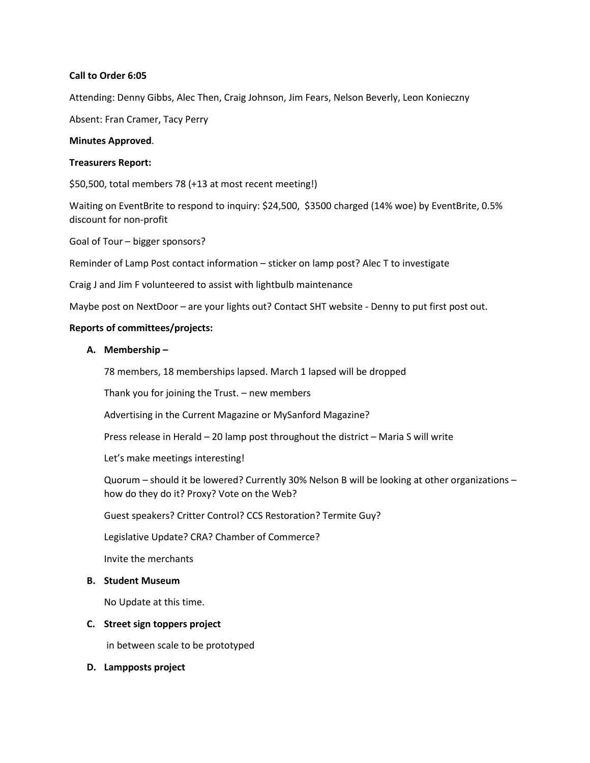**Call to Order 6:05**

Attending: Denny Gibbs, Alec Then, Craig Johnson, Jim Fears, Nelson Beverly, Leon Konieczny

Absent: Fran Cramer, Tacy Perry

**Minutes Approved**.

**Treasurers Report:**

$50,500, total members 78 (+13 at most recent meeting!)

Waiting on EventBrite to respond to inquiry: $24,500, $3500 charged (14% woe) by EventBrite, 0.5% discount for non-profit

Goal of Tour – bigger sponsors?

Reminder of Lamp Post contact information – sticker on lamp post? Alec T to investigate

Craig J and Jim F volunteered to assist with lightbulb maintenance

Maybe post on NextDoor – are your lights out? Contact SHT website - Denny to put first post out.

**Reports of committees/projects:**

**A. Membership –**

78 members, 18 memberships lapsed. March 1 lapsed will be dropped

Thank you for joining the Trust. – new members

Advertising in the Current Magazine or MySanford Magazine?

Press release in Herald – 20 lamp post throughout the district – Maria S will write

Let's make meetings interesting!

Quorum – should it be lowered? Currently 30% Nelson B will be looking at other organizations – how do they do it? Proxy? Vote on the Web?

Guest speakers? Critter Control? CCS Restoration? Termite Guy?

Legislative Update? CRA? Chamber of Commerce?

Invite the merchants

**B. Student Museum**

No Update at this time.

**C. Street sign toppers project**

in between scale to be prototyped

**D. Lampposts project**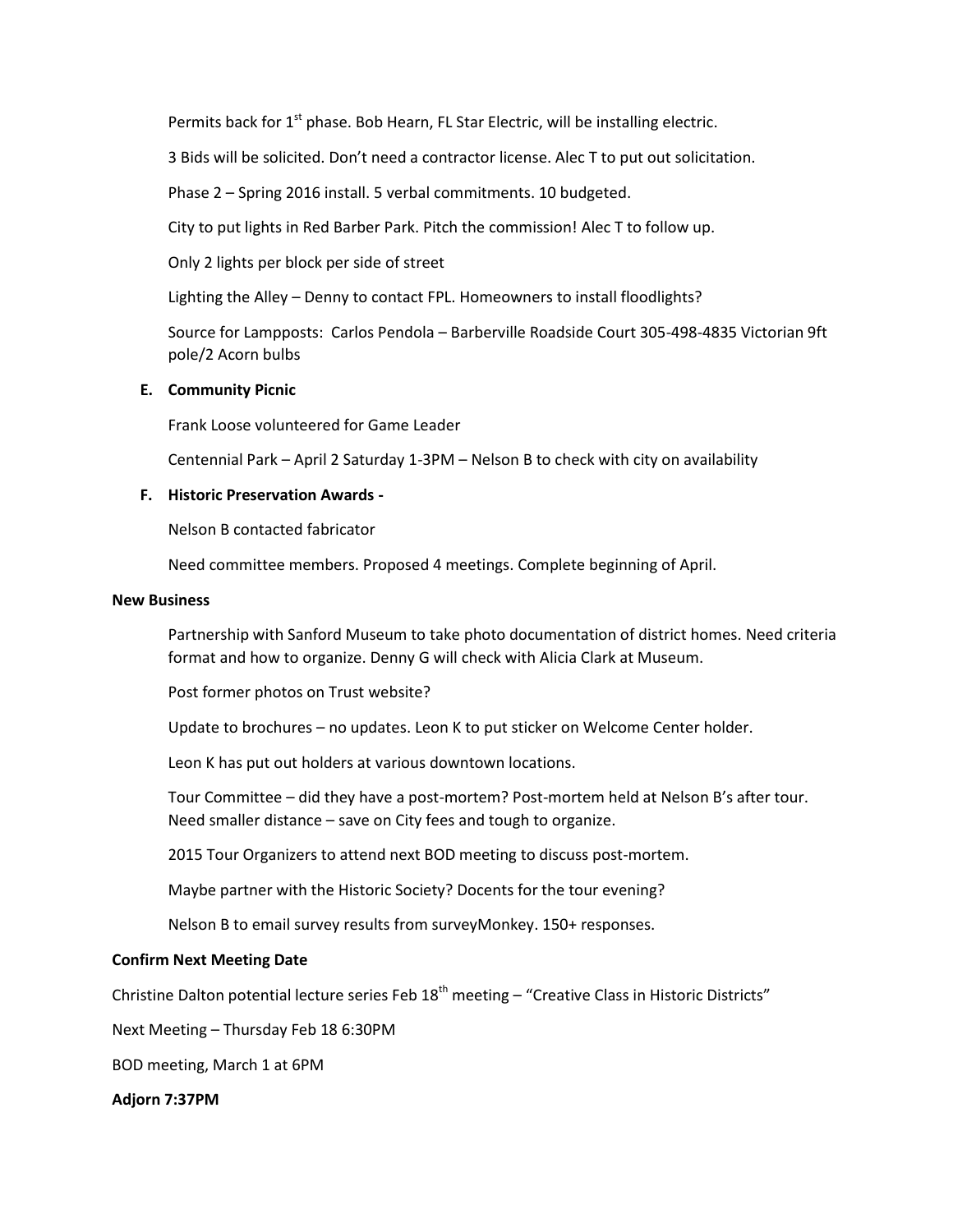Permits back for 1st phase. Bob Hearn, FL Star Electric, will be installing electric.

3 Bids will be solicited. Don't need a contractor license. Alec T to put out solicitation.

Phase 2 – Spring 2016 install. 5 verbal commitments. 10 budgeted.

City to put lights in Red Barber Park. Pitch the commission! Alec T to follow up.

Only 2 lights per block per side of street

Lighting the Alley – Denny to contact FPL. Homeowners to install floodlights?

Source for Lampposts: Carlos Pendola – Barberville Roadside Court 305-498-4835 Victorian 9ft pole/2 Acorn bulbs

**E. Community Picnic**

Frank Loose volunteered for Game Leader

Centennial Park – April 2 Saturday 1-3PM – Nelson B to check with city on availability

**F. Historic Preservation Awards -**

Nelson B contacted fabricator

Need committee members. Proposed 4 meetings. Complete beginning of April.

**New Business**

Partnership with Sanford Museum to take photo documentation of district homes. Need criteria format and how to organize. Denny G will check with Alicia Clark at Museum.

Post former photos on Trust website?

Update to brochures – no updates. Leon K to put sticker on Welcome Center holder.

Leon K has put out holders at various downtown locations.

Tour Committee – did they have a post-mortem? Post-mortem held at Nelson B's after tour. Need smaller distance – save on City fees and tough to organize.

2015 Tour Organizers to attend next BOD meeting to discuss post-mortem.

Maybe partner with the Historic Society? Docents for the tour evening?

Nelson B to email survey results from surveyMonkey. 150+ responses.

**Confirm Next Meeting Date**

Christine Dalton potential lecture series Feb 18th meeting – "Creative Class in Historic Districts"

Next Meeting – Thursday Feb 18 6:30PM

BOD meeting, March 1 at 6PM

**Adjorn 7:37PM**